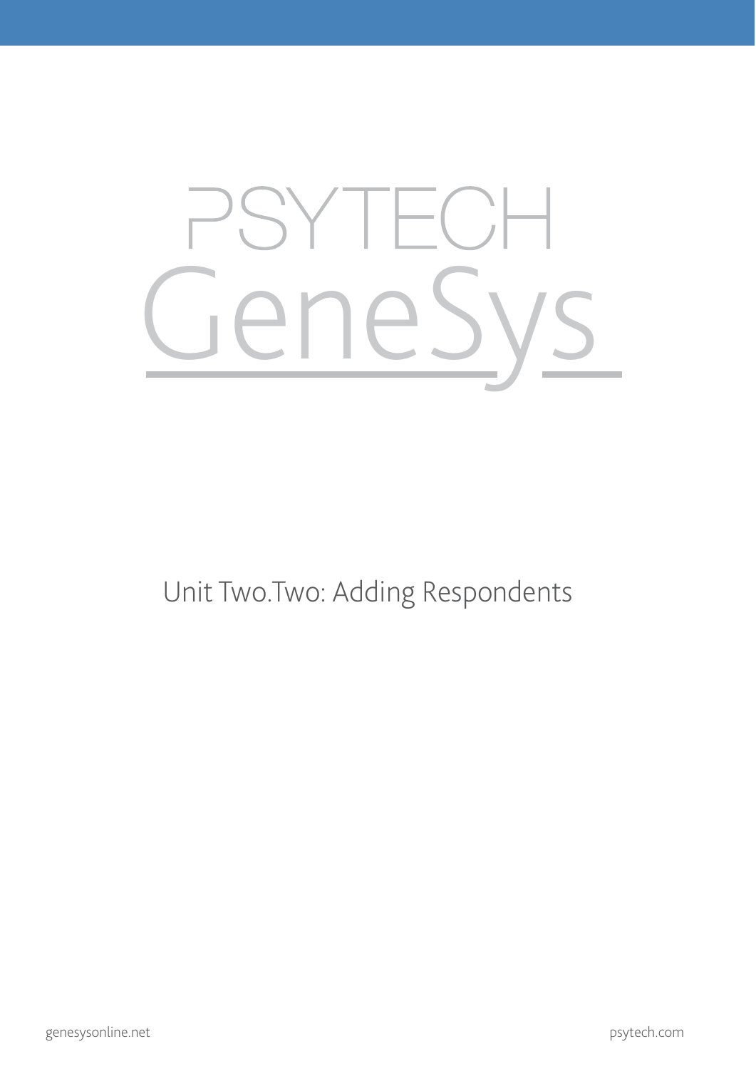# PSYTECH GeneSys

## Unit Two.Two: Adding Respondents

genesysonline.net

psytech.com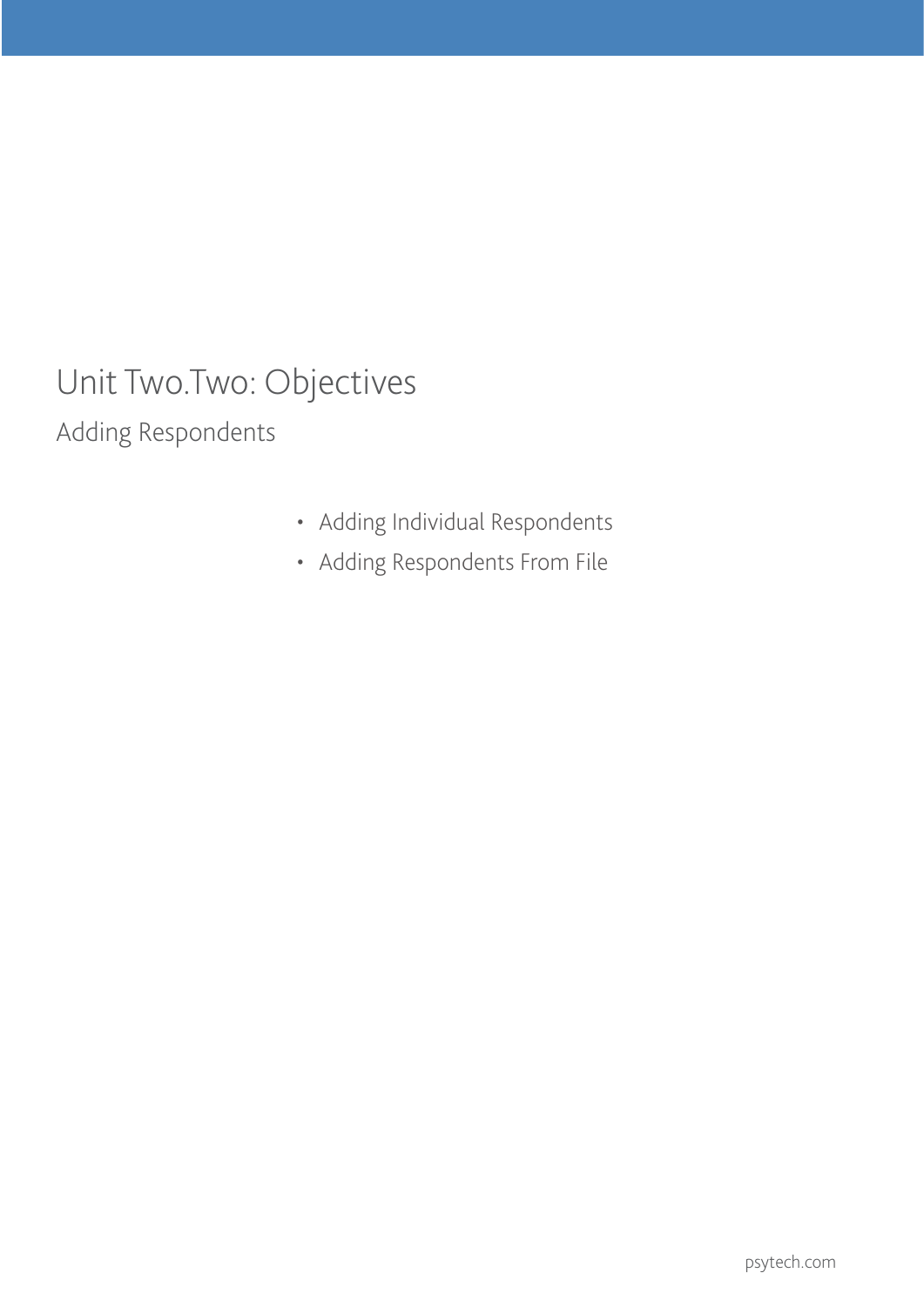# Unit Two.Two: Objectives

## Adding Respondents

- Adding Individual Respondents
- Adding Respondents From File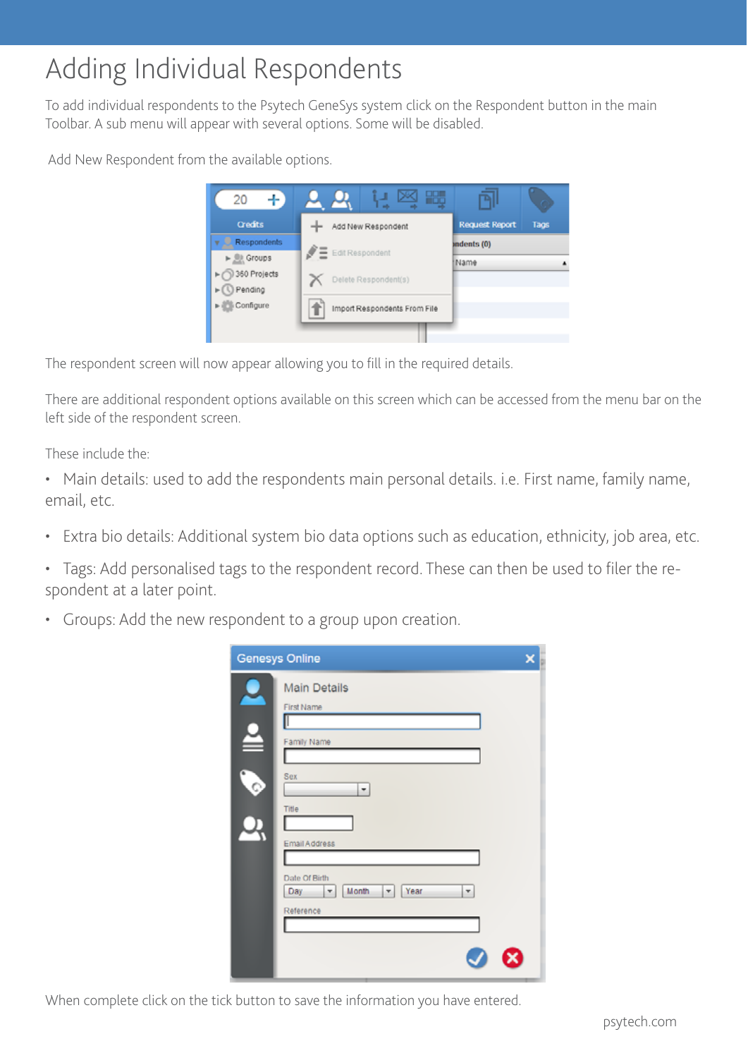# Adding Individual Respondents

To add individual respondents to the Psytech GeneSys system click on the Respondent button in the main Toolbar. A sub menu will appear with several options. Some will be disabled.

Add New Respondent from the available options.

The respondent screen will now appear allowing you to fill in the required details.

There are additional respondent options available on this screen which can be accessed from the menu bar on the left side of the respondent screen.

These include the:

- Main details: used to add the respondents main personal details. i.e. First name, family name, email, etc.
- Extra bio details: Additional system bio data options such as education, ethnicity, job area, etc.
- Tags: Add personalised tags to the respondent record. These can then be used to filer the respondent at a later point.
- Groups: Add the new respondent to a group upon creation.

When complete click on the tick button to save the information you have entered.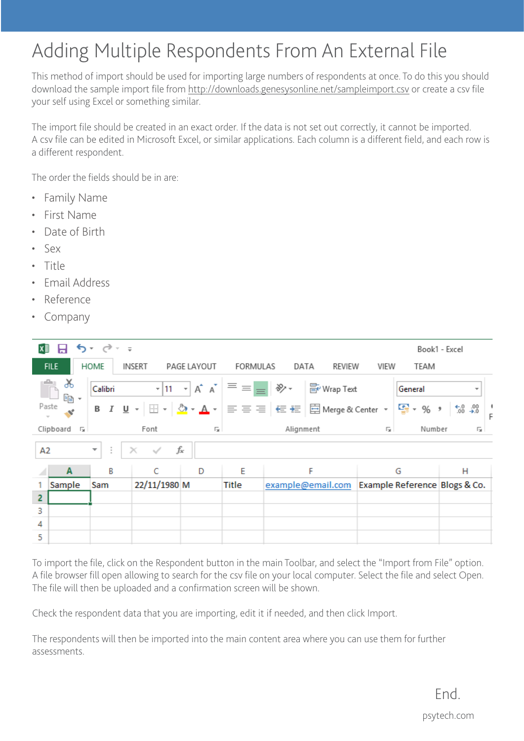# Adding Multiple Respondents From An External File

This method of import should be used for importing large numbers of respondents at once. To do this you should download the sample import file from http://downloads.genesysonline.net/sampleimport.csv or create a csv file your self using Excel or something similar.

The import file should be created in an exact order. If the data is not set out correctly, it cannot be imported. A csv file can be edited in Microsoft Excel, or similar applications. Each column is a different field, and each row is a different respondent.

The order the fields should be in are:

- Family Name
- First Name
- Date of Birth
- Sex
- Title
- Email Address
- Reference
- Company

| | A | B | C | D | E | F | G | H |
|---|---|---|---|---|---|---|---|---|
| 1 | Sample | Sam | 22/11/1980 | M | Title | example@email.com | Example Reference | Blogs & Co. |
| 2 | | | | | | | | |
| 3 | | | | | | | | |
| 4 | | | | | | | | |
| 5 | | | | | | | | |

To import the file, click on the Respondent button in the main Toolbar, and select the “Import from File” option. A file browser fill open allowing to search for the csv file on your local computer. Select the file and select Open. The file will then be uploaded and a confirmation screen will be shown.

Check the respondent data that you are importing, edit it if needed, and then click Import.

The respondents will then be imported into the main content area where you can use them for further assessments.

End.

psytech.com